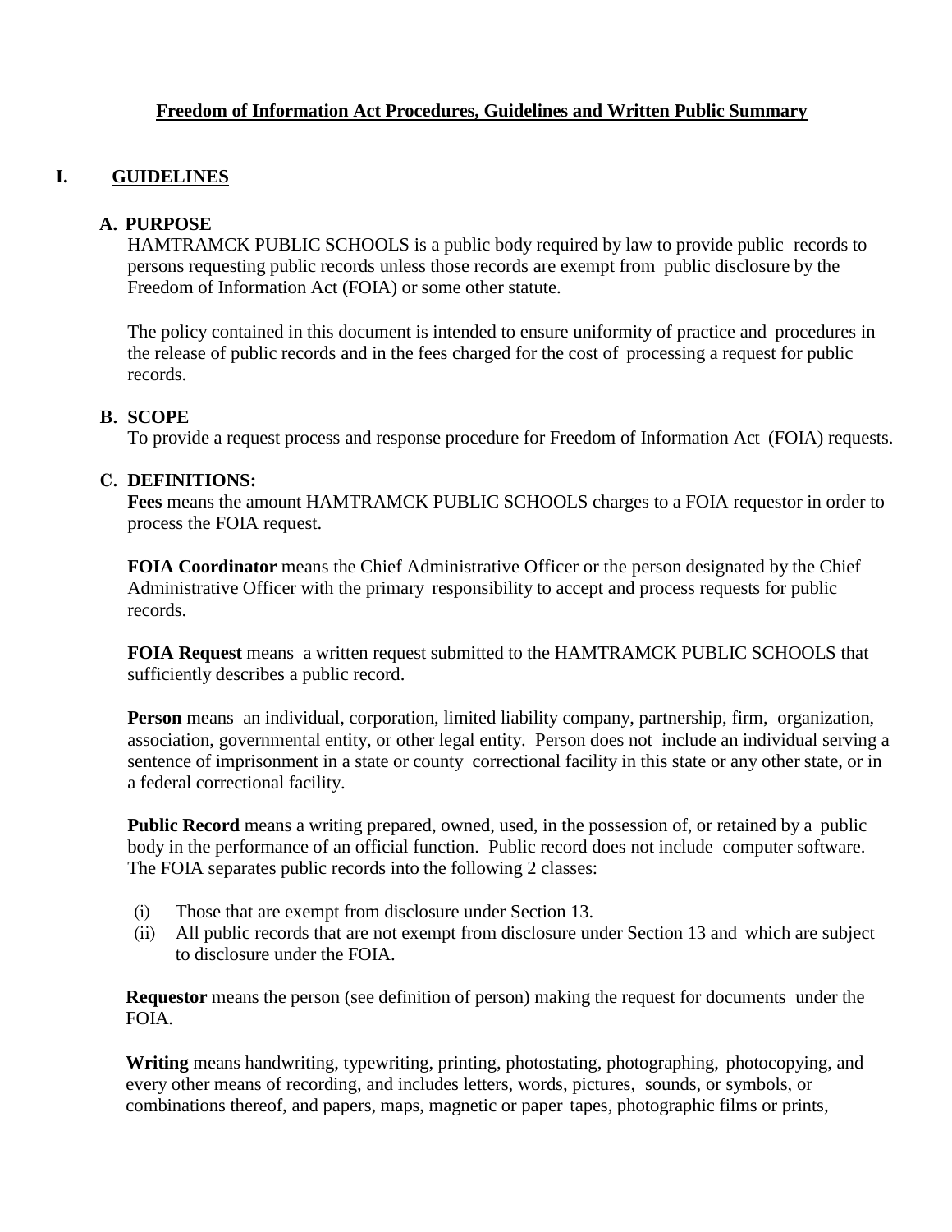# Freedom of Information Act Procedures, Guidelines and Written Public Summary

## I. GUIDELINES

### A. PURPOSE

HAMTRAMCK PUBLIC SCHOOLS is a public body required by law to provide public records to persons requesting public records unless those records are exempt from public disclosure by the Freedom of Information Act (FOIA) or some other statute.

The policy contained in this document is intended to ensure uniformity of practice and procedures in the release of public records and in the fees charged for the cost of processing a request for public records.

### B. SCOPE

To provide a request process and response procedure for Freedom of Information Act (FOIA) requests.

### C. DEFINITIONS:

**Fees** means the amount HAMTRAMCK PUBLIC SCHOOLS charges to a FOIA requestor in order to process the FOIA request.

**FOIA Coordinator** means the Chief Administrative Officer or the person designated by the Chief Administrative Officer with the primary responsibility to accept and process requests for public records.

**FOIA Request** means a written request submitted to the HAMTRAMCK PUBLIC SCHOOLS that sufficiently describes a public record.

**Person** means an individual, corporation, limited liability company, partnership, firm, organization, association, governmental entity, or other legal entity. Person does not include an individual serving a sentence of imprisonment in a state or county correctional facility in this state or any other state, or in a federal correctional facility.

**Public Record** means a writing prepared, owned, used, in the possession of, or retained by a public body in the performance of an official function. Public record does not include computer software. The FOIA separates public records into the following 2 classes:

(i) Those that are exempt from disclosure under Section 13.
(ii) All public records that are not exempt from disclosure under Section 13 and which are subject to disclosure under the FOIA.

**Requestor** means the person (see definition of person) making the request for documents under the FOIA.

**Writing** means handwriting, typewriting, printing, photostating, photographing, photocopying, and every other means of recording, and includes letters, words, pictures, sounds, or symbols, or combinations thereof, and papers, maps, magnetic or paper tapes, photographic films or prints,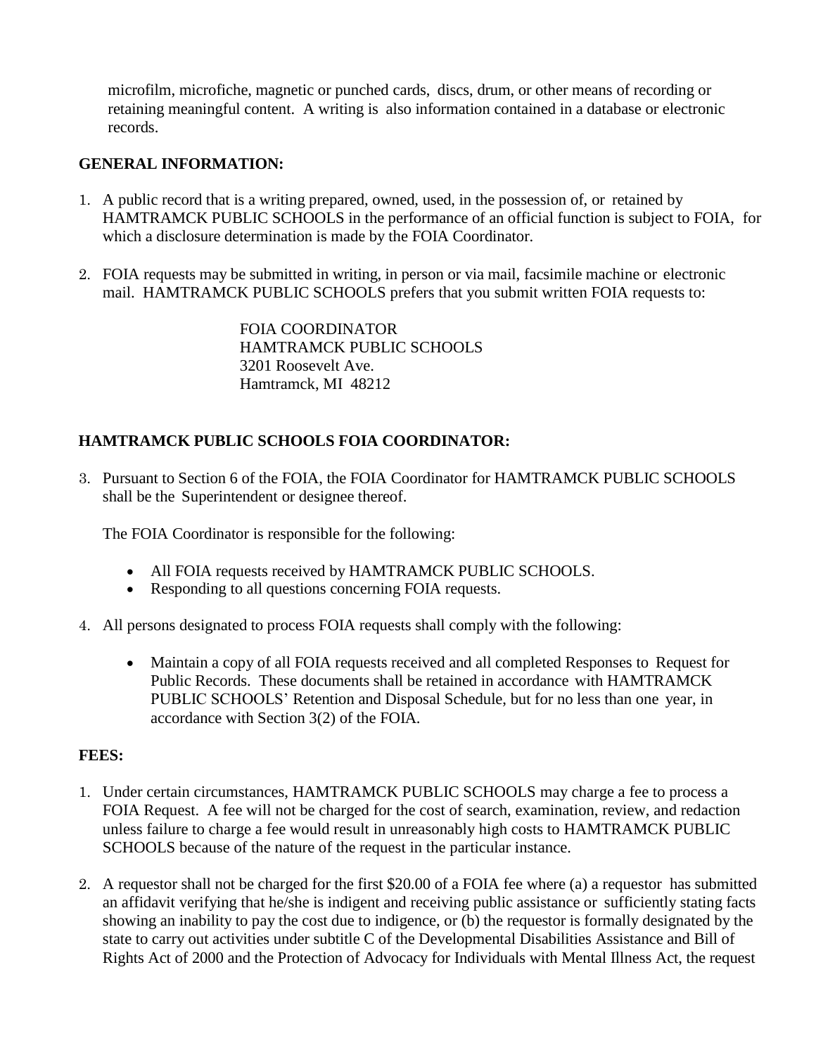microfilm, microfiche, magnetic or punched cards, discs, drum, or other means of recording or retaining meaningful content. A writing is also information contained in a database or electronic records.

**GENERAL INFORMATION:**

1. A public record that is a writing prepared, owned, used, in the possession of, or retained by HAMTRAMCK PUBLIC SCHOOLS in the performance of an official function is subject to FOIA, for which a disclosure determination is made by the FOIA Coordinator.

2. FOIA requests may be submitted in writing, in person or via mail, facsimile machine or electronic mail. HAMTRAMCK PUBLIC SCHOOLS prefers that you submit written FOIA requests to:

   FOIA COORDINATOR
   HAMTRAMCK PUBLIC SCHOOLS
   3201 Roosevelt Ave.
   Hamtramck, MI 48212

**HAMTRAMCK PUBLIC SCHOOLS FOIA COORDINATOR:**

3. Pursuant to Section 6 of the FOIA, the FOIA Coordinator for HAMTRAMCK PUBLIC SCHOOLS shall be the Superintendent or designee thereof.

   The FOIA Coordinator is responsible for the following:

   - All FOIA requests received by HAMTRAMCK PUBLIC SCHOOLS.
   - Responding to all questions concerning FOIA requests.

4. All persons designated to process FOIA requests shall comply with the following:

   - Maintain a copy of all FOIA requests received and all completed Responses to Request for Public Records. These documents shall be retained in accordance with HAMTRAMCK PUBLIC SCHOOLS' Retention and Disposal Schedule, but for no less than one year, in accordance with Section 3(2) of the FOIA.

**FEES:**

1. Under certain circumstances, HAMTRAMCK PUBLIC SCHOOLS may charge a fee to process a FOIA Request. A fee will not be charged for the cost of search, examination, review, and redaction unless failure to charge a fee would result in unreasonably high costs to HAMTRAMCK PUBLIC SCHOOLS because of the nature of the request in the particular instance.

2. A requestor shall not be charged for the first $20.00 of a FOIA fee where (a) a requestor has submitted an affidavit verifying that he/she is indigent and receiving public assistance or sufficiently stating facts showing an inability to pay the cost due to indigence, or (b) the requestor is formally designated by the state to carry out activities under subtitle C of the Developmental Disabilities Assistance and Bill of Rights Act of 2000 and the Protection of Advocacy for Individuals with Mental Illness Act, the request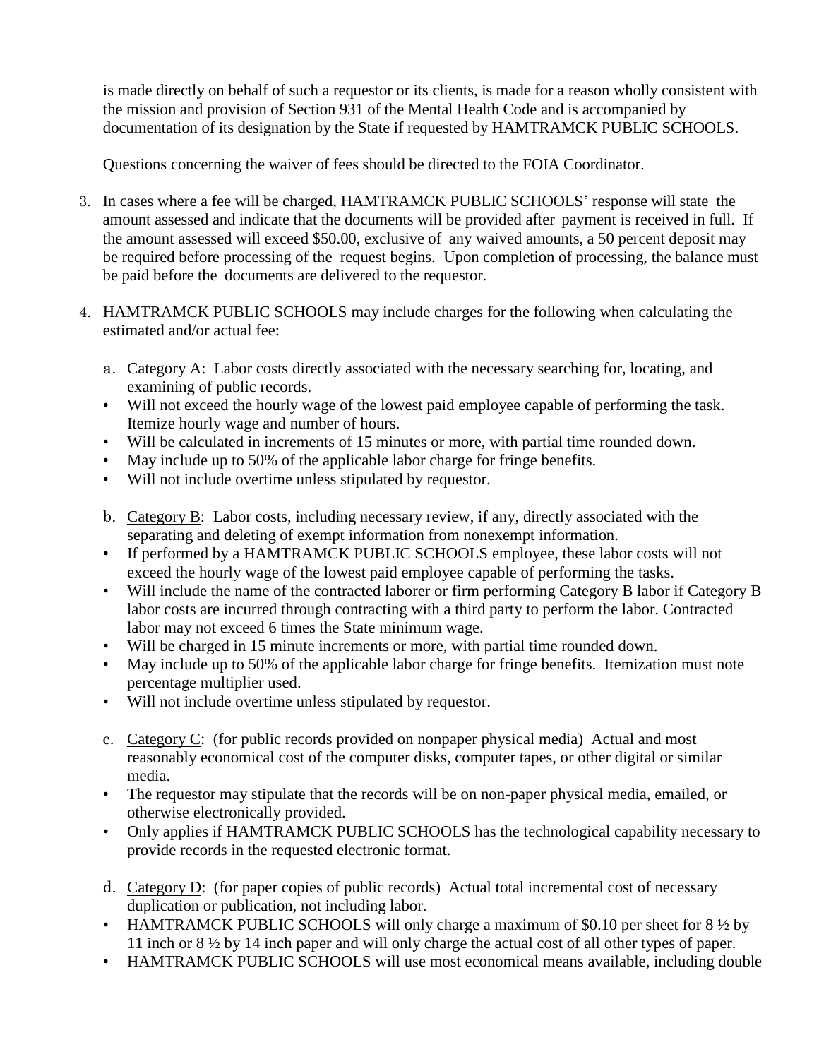is made directly on behalf of such a requestor or its clients, is made for a reason wholly consistent with the mission and provision of Section 931 of the Mental Health Code and is accompanied by documentation of its designation by the State if requested by HAMTRAMCK PUBLIC SCHOOLS.

Questions concerning the waiver of fees should be directed to the FOIA Coordinator.

3. In cases where a fee will be charged, HAMTRAMCK PUBLIC SCHOOLS' response will state the amount assessed and indicate that the documents will be provided after payment is received in full. If the amount assessed will exceed $50.00, exclusive of any waived amounts, a 50 percent deposit may be required before processing of the request begins. Upon completion of processing, the balance must be paid before the documents are delivered to the requestor.

4. HAMTRAMCK PUBLIC SCHOOLS may include charges for the following when calculating the estimated and/or actual fee:

   a. Category A: Labor costs directly associated with the necessary searching for, locating, and examining of public records.
   - Will not exceed the hourly wage of the lowest paid employee capable of performing the task. Itemize hourly wage and number of hours.
   - Will be calculated in increments of 15 minutes or more, with partial time rounded down.
   - May include up to 50% of the applicable labor charge for fringe benefits.
   - Will not include overtime unless stipulated by requestor.

   b. Category B: Labor costs, including necessary review, if any, directly associated with the separating and deleting of exempt information from nonexempt information.
   - If performed by a HAMTRAMCK PUBLIC SCHOOLS employee, these labor costs will not exceed the hourly wage of the lowest paid employee capable of performing the tasks.
   - Will include the name of the contracted laborer or firm performing Category B labor if Category B labor costs are incurred through contracting with a third party to perform the labor. Contracted labor may not exceed 6 times the State minimum wage.
   - Will be charged in 15 minute increments or more, with partial time rounded down.
   - May include up to 50% of the applicable labor charge for fringe benefits. Itemization must note percentage multiplier used.
   - Will not include overtime unless stipulated by requestor.

   c. Category C: (for public records provided on nonpaper physical media) Actual and most reasonably economical cost of the computer disks, computer tapes, or other digital or similar media.
   - The requestor may stipulate that the records will be on non-paper physical media, emailed, or otherwise electronically provided.
   - Only applies if HAMTRAMCK PUBLIC SCHOOLS has the technological capability necessary to provide records in the requested electronic format.

   d. Category D: (for paper copies of public records) Actual total incremental cost of necessary duplication or publication, not including labor.
   - HAMTRAMCK PUBLIC SCHOOLS will only charge a maximum of $0.10 per sheet for 8 ½ by 11 inch or 8 ½ by 14 inch paper and will only charge the actual cost of all other types of paper.
   - HAMTRAMCK PUBLIC SCHOOLS will use most economical means available, including double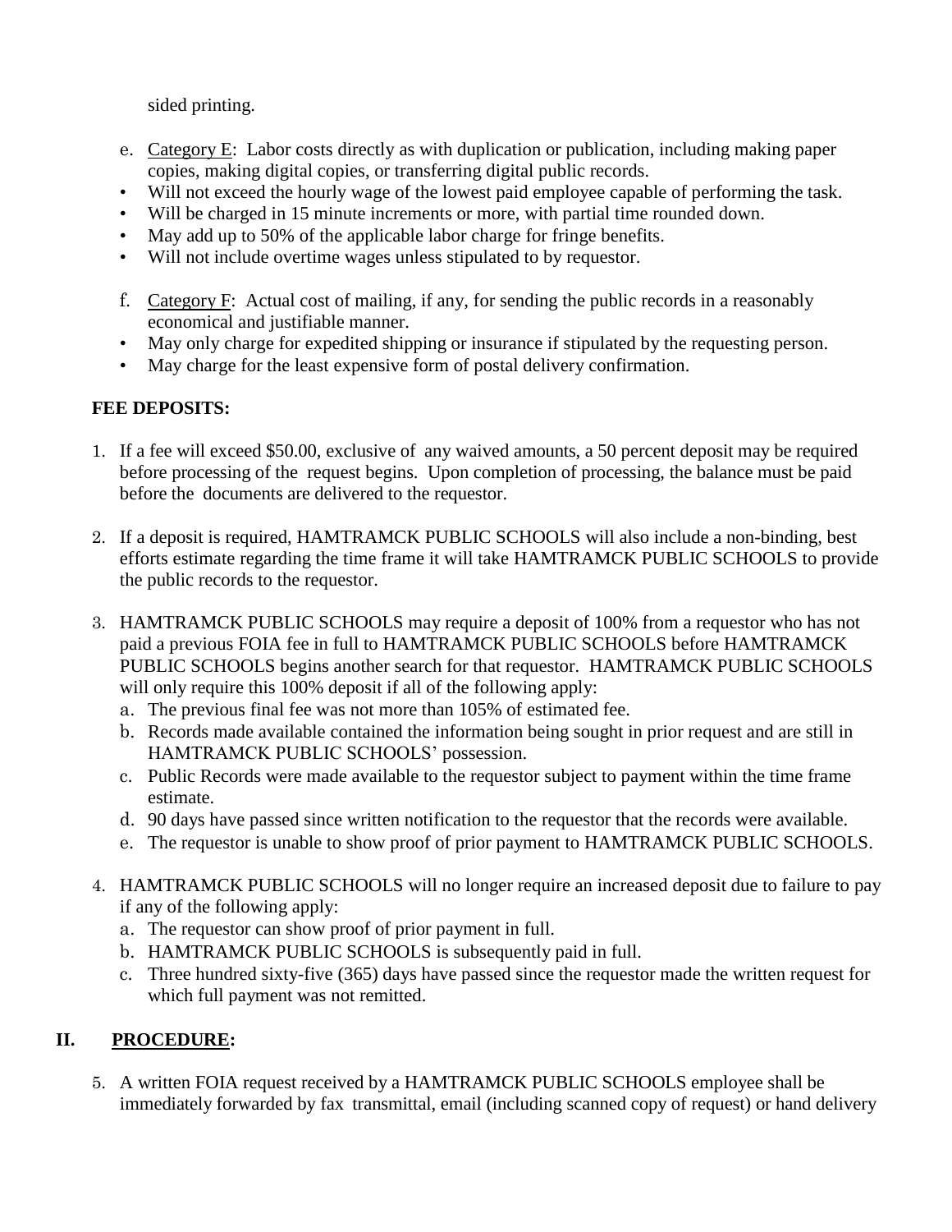sided printing.

e. Category E: Labor costs directly as with duplication or publication, including making paper copies, making digital copies, or transferring digital public records.

- Will not exceed the hourly wage of the lowest paid employee capable of performing the task.
- Will be charged in 15 minute increments or more, with partial time rounded down.
- May add up to 50% of the applicable labor charge for fringe benefits.
- Will not include overtime wages unless stipulated to by requestor.

f. Category F: Actual cost of mailing, if any, for sending the public records in a reasonably economical and justifiable manner.

- May only charge for expedited shipping or insurance if stipulated by the requesting person.
- May charge for the least expensive form of postal delivery confirmation.

**FEE DEPOSITS:**

1. If a fee will exceed $50.00, exclusive of any waived amounts, a 50 percent deposit may be required before processing of the request begins. Upon completion of processing, the balance must be paid before the documents are delivered to the requestor.

2. If a deposit is required, HAMTRAMCK PUBLIC SCHOOLS will also include a non-binding, best efforts estimate regarding the time frame it will take HAMTRAMCK PUBLIC SCHOOLS to provide the public records to the requestor.

3. HAMTRAMCK PUBLIC SCHOOLS may require a deposit of 100% from a requestor who has not paid a previous FOIA fee in full to HAMTRAMCK PUBLIC SCHOOLS before HAMTRAMCK PUBLIC SCHOOLS begins another search for that requestor. HAMTRAMCK PUBLIC SCHOOLS will only require this 100% deposit if all of the following apply:
   a. The previous final fee was not more than 105% of estimated fee.
   b. Records made available contained the information being sought in prior request and are still in HAMTRAMCK PUBLIC SCHOOLS' possession.
   c. Public Records were made available to the requestor subject to payment within the time frame estimate.
   d. 90 days have passed since written notification to the requestor that the records were available.
   e. The requestor is unable to show proof of prior payment to HAMTRAMCK PUBLIC SCHOOLS.

4. HAMTRAMCK PUBLIC SCHOOLS will no longer require an increased deposit due to failure to pay if any of the following apply:
   a. The requestor can show proof of prior payment in full.
   b. HAMTRAMCK PUBLIC SCHOOLS is subsequently paid in full.
   c. Three hundred sixty-five (365) days have passed since the requestor made the written request for which full payment was not remitted.

## II. PROCEDURE:

5. A written FOIA request received by a HAMTRAMCK PUBLIC SCHOOLS employee shall be immediately forwarded by fax transmittal, email (including scanned copy of request) or hand delivery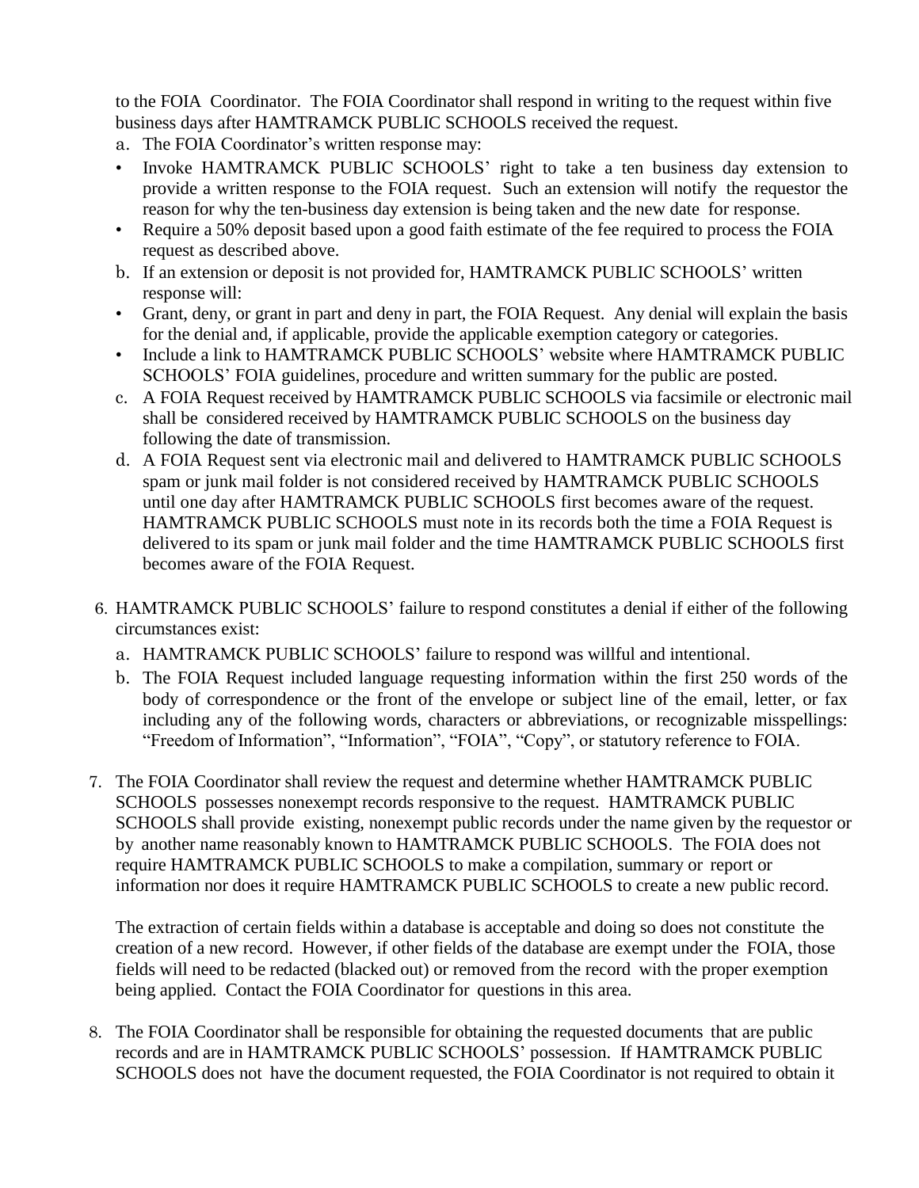to the FOIA Coordinator. The FOIA Coordinator shall respond in writing to the request within five business days after HAMTRAMCK PUBLIC SCHOOLS received the request.

a. The FOIA Coordinator's written response may:

- Invoke HAMTRAMCK PUBLIC SCHOOLS' right to take a ten business day extension to provide a written response to the FOIA request. Such an extension will notify the requestor the reason for why the ten-business day extension is being taken and the new date for response.
- Require a 50% deposit based upon a good faith estimate of the fee required to process the FOIA request as described above.

b. If an extension or deposit is not provided for, HAMTRAMCK PUBLIC SCHOOLS' written response will:

- Grant, deny, or grant in part and deny in part, the FOIA Request. Any denial will explain the basis for the denial and, if applicable, provide the applicable exemption category or categories.
- Include a link to HAMTRAMCK PUBLIC SCHOOLS' website where HAMTRAMCK PUBLIC SCHOOLS' FOIA guidelines, procedure and written summary for the public are posted.

c. A FOIA Request received by HAMTRAMCK PUBLIC SCHOOLS via facsimile or electronic mail shall be considered received by HAMTRAMCK PUBLIC SCHOOLS on the business day following the date of transmission.

d. A FOIA Request sent via electronic mail and delivered to HAMTRAMCK PUBLIC SCHOOLS spam or junk mail folder is not considered received by HAMTRAMCK PUBLIC SCHOOLS until one day after HAMTRAMCK PUBLIC SCHOOLS first becomes aware of the request. HAMTRAMCK PUBLIC SCHOOLS must note in its records both the time a FOIA Request is delivered to its spam or junk mail folder and the time HAMTRAMCK PUBLIC SCHOOLS first becomes aware of the FOIA Request.

6. HAMTRAMCK PUBLIC SCHOOLS' failure to respond constitutes a denial if either of the following circumstances exist:

   a. HAMTRAMCK PUBLIC SCHOOLS' failure to respond was willful and intentional.

   b. The FOIA Request included language requesting information within the first 250 words of the body of correspondence or the front of the envelope or subject line of the email, letter, or fax including any of the following words, characters or abbreviations, or recognizable misspellings: "Freedom of Information", "Information", "FOIA", "Copy", or statutory reference to FOIA.

7. The FOIA Coordinator shall review the request and determine whether HAMTRAMCK PUBLIC SCHOOLS possesses nonexempt records responsive to the request. HAMTRAMCK PUBLIC SCHOOLS shall provide existing, nonexempt public records under the name given by the requestor or by another name reasonably known to HAMTRAMCK PUBLIC SCHOOLS. The FOIA does not require HAMTRAMCK PUBLIC SCHOOLS to make a compilation, summary or report or information nor does it require HAMTRAMCK PUBLIC SCHOOLS to create a new public record.

   The extraction of certain fields within a database is acceptable and doing so does not constitute the creation of a new record. However, if other fields of the database are exempt under the FOIA, those fields will need to be redacted (blacked out) or removed from the record with the proper exemption being applied. Contact the FOIA Coordinator for questions in this area.

8. The FOIA Coordinator shall be responsible for obtaining the requested documents that are public records and are in HAMTRAMCK PUBLIC SCHOOLS' possession. If HAMTRAMCK PUBLIC SCHOOLS does not have the document requested, the FOIA Coordinator is not required to obtain it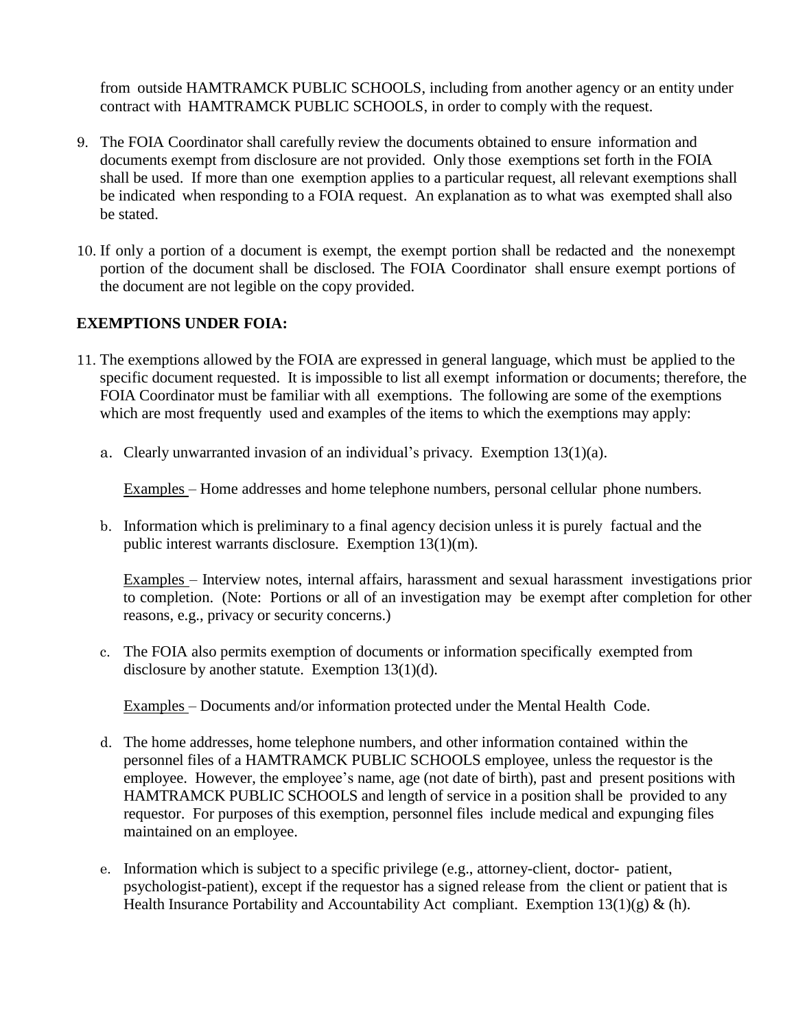from outside HAMTRAMCK PUBLIC SCHOOLS, including from another agency or an entity under contract with HAMTRAMCK PUBLIC SCHOOLS, in order to comply with the request.

9. The FOIA Coordinator shall carefully review the documents obtained to ensure information and documents exempt from disclosure are not provided. Only those exemptions set forth in the FOIA shall be used. If more than one exemption applies to a particular request, all relevant exemptions shall be indicated when responding to a FOIA request. An explanation as to what was exempted shall also be stated.

10. If only a portion of a document is exempt, the exempt portion shall be redacted and the nonexempt portion of the document shall be disclosed. The FOIA Coordinator shall ensure exempt portions of the document are not legible on the copy provided.

**EXEMPTIONS UNDER FOIA:**

11. The exemptions allowed by the FOIA are expressed in general language, which must be applied to the specific document requested. It is impossible to list all exempt information or documents; therefore, the FOIA Coordinator must be familiar with all exemptions. The following are some of the exemptions which are most frequently used and examples of the items to which the exemptions may apply:

    a. Clearly unwarranted invasion of an individual's privacy. Exemption 13(1)(a).

       <u>Examples</u> – Home addresses and home telephone numbers, personal cellular phone numbers.

    b. Information which is preliminary to a final agency decision unless it is purely factual and the public interest warrants disclosure. Exemption 13(1)(m).

       <u>Examples</u> – Interview notes, internal affairs, harassment and sexual harassment investigations prior to completion. (Note: Portions or all of an investigation may be exempt after completion for other reasons, e.g., privacy or security concerns.)

    c. The FOIA also permits exemption of documents or information specifically exempted from disclosure by another statute. Exemption 13(1)(d).

       <u>Examples</u> – Documents and/or information protected under the Mental Health Code.

    d. The home addresses, home telephone numbers, and other information contained within the personnel files of a HAMTRAMCK PUBLIC SCHOOLS employee, unless the requestor is the employee. However, the employee's name, age (not date of birth), past and present positions with HAMTRAMCK PUBLIC SCHOOLS and length of service in a position shall be provided to any requestor. For purposes of this exemption, personnel files include medical and expunging files maintained on an employee.

    e. Information which is subject to a specific privilege (e.g., attorney-client, doctor- patient, psychologist-patient), except if the requestor has a signed release from the client or patient that is Health Insurance Portability and Accountability Act compliant. Exemption 13(1)(g) & (h).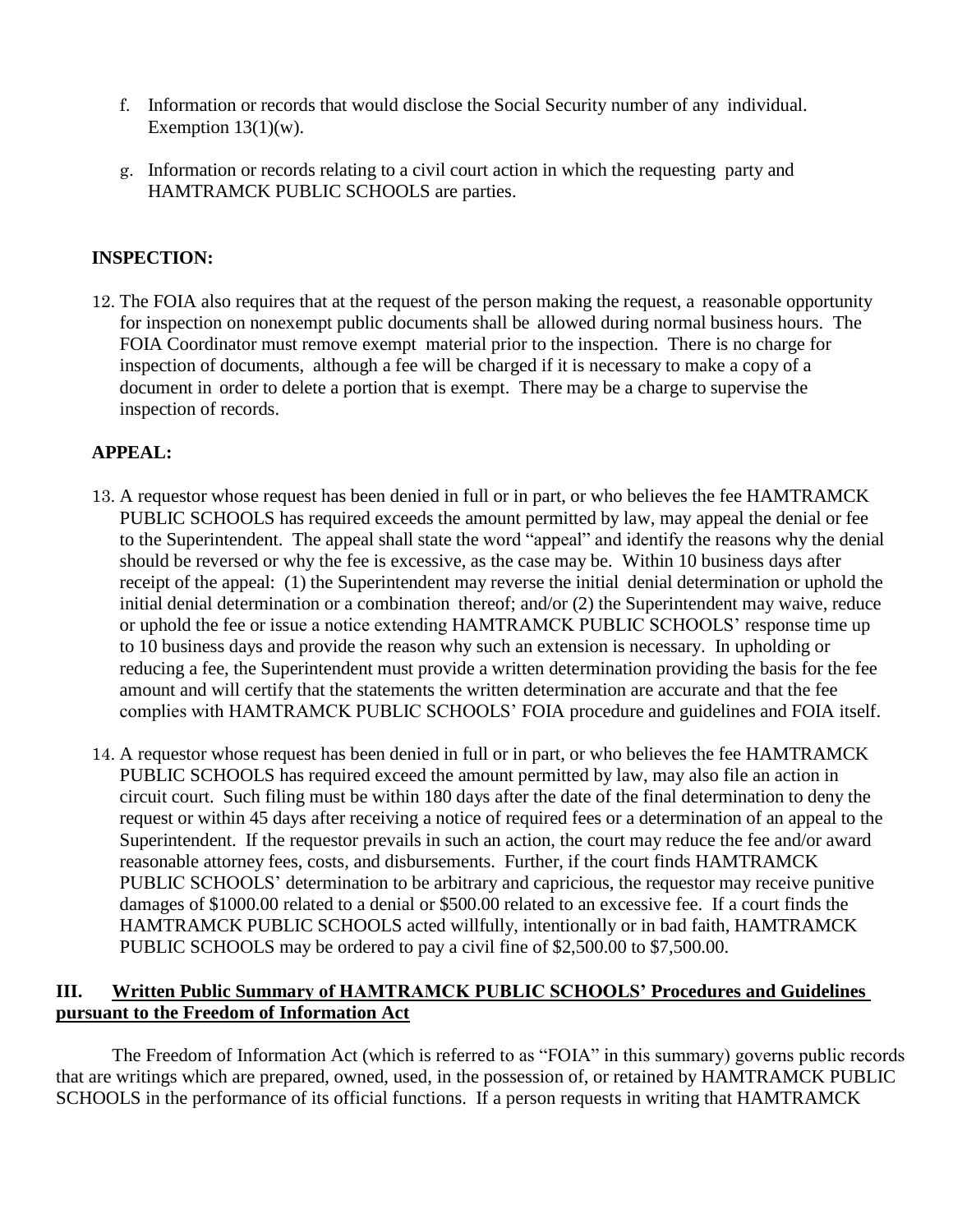f. Information or records that would disclose the Social Security number of any individual. Exemption 13(1)(w).

g. Information or records relating to a civil court action in which the requesting party and HAMTRAMCK PUBLIC SCHOOLS are parties.

**INSPECTION:**

12. The FOIA also requires that at the request of the person making the request, a reasonable opportunity for inspection on nonexempt public documents shall be allowed during normal business hours. The FOIA Coordinator must remove exempt material prior to the inspection. There is no charge for inspection of documents, although a fee will be charged if it is necessary to make a copy of a document in order to delete a portion that is exempt. There may be a charge to supervise the inspection of records.

**APPEAL:**

13. A requestor whose request has been denied in full or in part, or who believes the fee HAMTRAMCK PUBLIC SCHOOLS has required exceeds the amount permitted by law, may appeal the denial or fee to the Superintendent. The appeal shall state the word "appeal" and identify the reasons why the denial should be reversed or why the fee is excessive, as the case may be. Within 10 business days after receipt of the appeal: (1) the Superintendent may reverse the initial denial determination or uphold the initial denial determination or a combination thereof; and/or (2) the Superintendent may waive, reduce or uphold the fee or issue a notice extending HAMTRAMCK PUBLIC SCHOOLS' response time up to 10 business days and provide the reason why such an extension is necessary. In upholding or reducing a fee, the Superintendent must provide a written determination providing the basis for the fee amount and will certify that the statements the written determination are accurate and that the fee complies with HAMTRAMCK PUBLIC SCHOOLS' FOIA procedure and guidelines and FOIA itself.

14. A requestor whose request has been denied in full or in part, or who believes the fee HAMTRAMCK PUBLIC SCHOOLS has required exceed the amount permitted by law, may also file an action in circuit court. Such filing must be within 180 days after the date of the final determination to deny the request or within 45 days after receiving a notice of required fees or a determination of an appeal to the Superintendent. If the requestor prevails in such an action, the court may reduce the fee and/or award reasonable attorney fees, costs, and disbursements. Further, if the court finds HAMTRAMCK PUBLIC SCHOOLS' determination to be arbitrary and capricious, the requestor may receive punitive damages of $1000.00 related to a denial or $500.00 related to an excessive fee. If a court finds the HAMTRAMCK PUBLIC SCHOOLS acted willfully, intentionally or in bad faith, HAMTRAMCK PUBLIC SCHOOLS may be ordered to pay a civil fine of $2,500.00 to $7,500.00.

## III. Written Public Summary of HAMTRAMCK PUBLIC SCHOOLS' Procedures and Guidelines pursuant to the Freedom of Information Act

The Freedom of Information Act (which is referred to as "FOIA" in this summary) governs public records that are writings which are prepared, owned, used, in the possession of, or retained by HAMTRAMCK PUBLIC SCHOOLS in the performance of its official functions. If a person requests in writing that HAMTRAMCK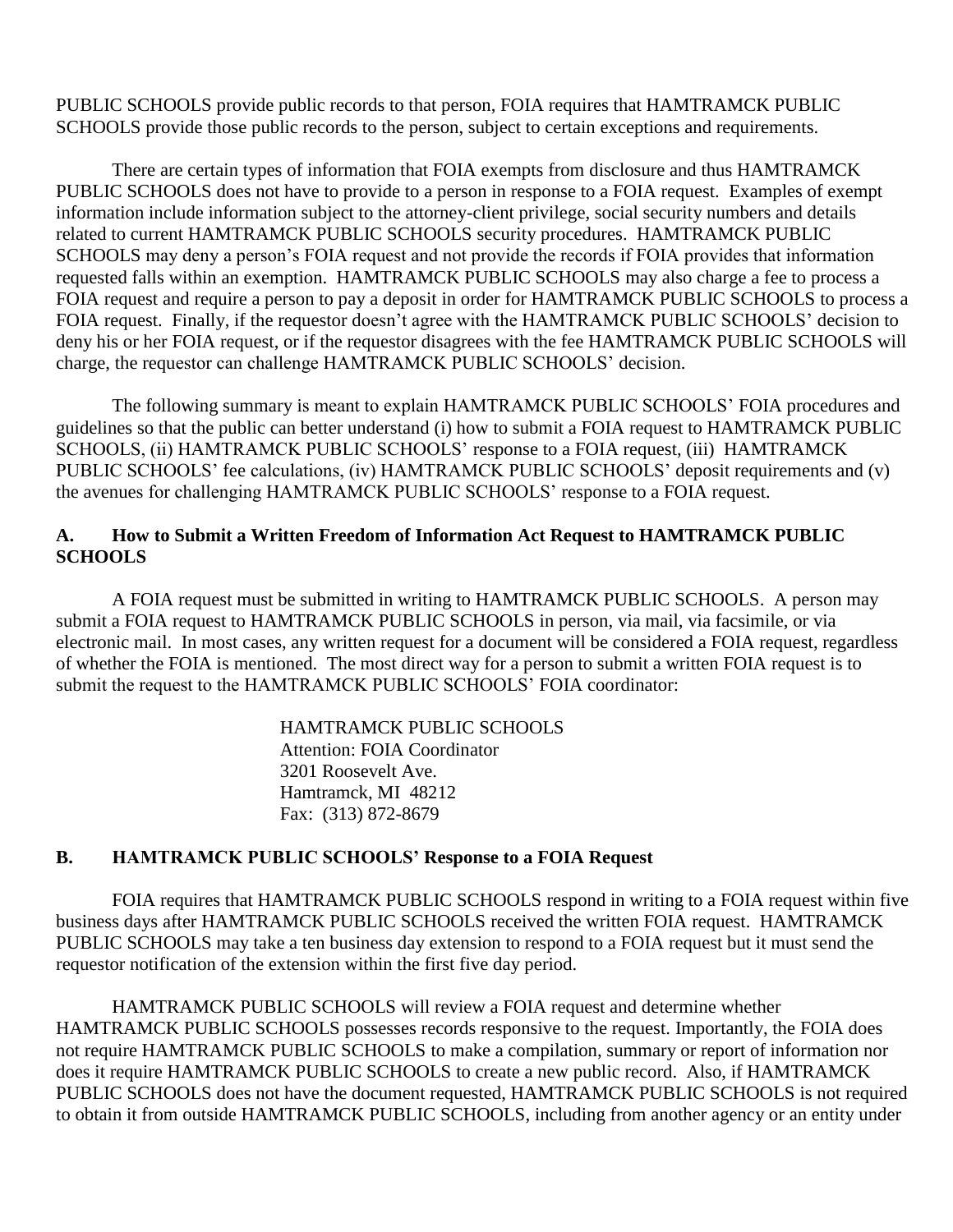PUBLIC SCHOOLS provide public records to that person, FOIA requires that HAMTRAMCK PUBLIC SCHOOLS provide those public records to the person, subject to certain exceptions and requirements.

There are certain types of information that FOIA exempts from disclosure and thus HAMTRAMCK PUBLIC SCHOOLS does not have to provide to a person in response to a FOIA request. Examples of exempt information include information subject to the attorney-client privilege, social security numbers and details related to current HAMTRAMCK PUBLIC SCHOOLS security procedures. HAMTRAMCK PUBLIC SCHOOLS may deny a person's FOIA request and not provide the records if FOIA provides that information requested falls within an exemption. HAMTRAMCK PUBLIC SCHOOLS may also charge a fee to process a FOIA request and require a person to pay a deposit in order for HAMTRAMCK PUBLIC SCHOOLS to process a FOIA request. Finally, if the requestor doesn't agree with the HAMTRAMCK PUBLIC SCHOOLS' decision to deny his or her FOIA request, or if the requestor disagrees with the fee HAMTRAMCK PUBLIC SCHOOLS will charge, the requestor can challenge HAMTRAMCK PUBLIC SCHOOLS' decision.

The following summary is meant to explain HAMTRAMCK PUBLIC SCHOOLS' FOIA procedures and guidelines so that the public can better understand (i) how to submit a FOIA request to HAMTRAMCK PUBLIC SCHOOLS, (ii) HAMTRAMCK PUBLIC SCHOOLS' response to a FOIA request, (iii) HAMTRAMCK PUBLIC SCHOOLS' fee calculations, (iv) HAMTRAMCK PUBLIC SCHOOLS' deposit requirements and (v) the avenues for challenging HAMTRAMCK PUBLIC SCHOOLS' response to a FOIA request.

### A. How to Submit a Written Freedom of Information Act Request to HAMTRAMCK PUBLIC SCHOOLS

A FOIA request must be submitted in writing to HAMTRAMCK PUBLIC SCHOOLS. A person may submit a FOIA request to HAMTRAMCK PUBLIC SCHOOLS in person, via mail, via facsimile, or via electronic mail. In most cases, any written request for a document will be considered a FOIA request, regardless of whether the FOIA is mentioned. The most direct way for a person to submit a written FOIA request is to submit the request to the HAMTRAMCK PUBLIC SCHOOLS' FOIA coordinator:

HAMTRAMCK PUBLIC SCHOOLS  
Attention: FOIA Coordinator  
3201 Roosevelt Ave.  
Hamtramck, MI 48212  
Fax: (313) 872-8679

### B. HAMTRAMCK PUBLIC SCHOOLS' Response to a FOIA Request

FOIA requires that HAMTRAMCK PUBLIC SCHOOLS respond in writing to a FOIA request within five business days after HAMTRAMCK PUBLIC SCHOOLS received the written FOIA request. HAMTRAMCK PUBLIC SCHOOLS may take a ten business day extension to respond to a FOIA request but it must send the requestor notification of the extension within the first five day period.

HAMTRAMCK PUBLIC SCHOOLS will review a FOIA request and determine whether HAMTRAMCK PUBLIC SCHOOLS possesses records responsive to the request. Importantly, the FOIA does not require HAMTRAMCK PUBLIC SCHOOLS to make a compilation, summary or report of information nor does it require HAMTRAMCK PUBLIC SCHOOLS to create a new public record. Also, if HAMTRAMCK PUBLIC SCHOOLS does not have the document requested, HAMTRAMCK PUBLIC SCHOOLS is not required to obtain it from outside HAMTRAMCK PUBLIC SCHOOLS, including from another agency or an entity under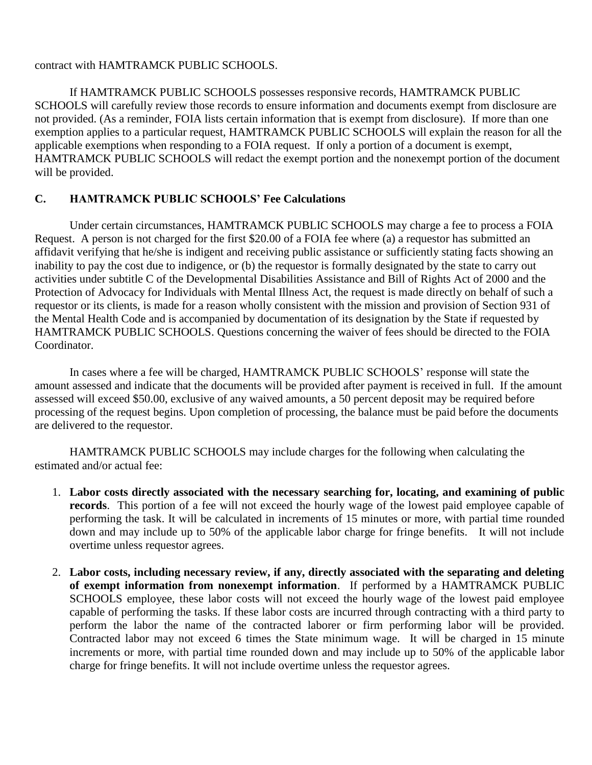contract with HAMTRAMCK PUBLIC SCHOOLS.

If HAMTRAMCK PUBLIC SCHOOLS possesses responsive records, HAMTRAMCK PUBLIC SCHOOLS will carefully review those records to ensure information and documents exempt from disclosure are not provided. (As a reminder, FOIA lists certain information that is exempt from disclosure). If more than one exemption applies to a particular request, HAMTRAMCK PUBLIC SCHOOLS will explain the reason for all the applicable exemptions when responding to a FOIA request. If only a portion of a document is exempt, HAMTRAMCK PUBLIC SCHOOLS will redact the exempt portion and the nonexempt portion of the document will be provided.

### C. HAMTRAMCK PUBLIC SCHOOLS' Fee Calculations

Under certain circumstances, HAMTRAMCK PUBLIC SCHOOLS may charge a fee to process a FOIA Request. A person is not charged for the first $20.00 of a FOIA fee where (a) a requestor has submitted an affidavit verifying that he/she is indigent and receiving public assistance or sufficiently stating facts showing an inability to pay the cost due to indigence, or (b) the requestor is formally designated by the state to carry out activities under subtitle C of the Developmental Disabilities Assistance and Bill of Rights Act of 2000 and the Protection of Advocacy for Individuals with Mental Illness Act, the request is made directly on behalf of such a requestor or its clients, is made for a reason wholly consistent with the mission and provision of Section 931 of the Mental Health Code and is accompanied by documentation of its designation by the State if requested by HAMTRAMCK PUBLIC SCHOOLS. Questions concerning the waiver of fees should be directed to the FOIA Coordinator.

In cases where a fee will be charged, HAMTRAMCK PUBLIC SCHOOLS' response will state the amount assessed and indicate that the documents will be provided after payment is received in full. If the amount assessed will exceed $50.00, exclusive of any waived amounts, a 50 percent deposit may be required before processing of the request begins. Upon completion of processing, the balance must be paid before the documents are delivered to the requestor.

HAMTRAMCK PUBLIC SCHOOLS may include charges for the following when calculating the estimated and/or actual fee:

1. **Labor costs directly associated with the necessary searching for, locating, and examining of public records**. This portion of a fee will not exceed the hourly wage of the lowest paid employee capable of performing the task. It will be calculated in increments of 15 minutes or more, with partial time rounded down and may include up to 50% of the applicable labor charge for fringe benefits. It will not include overtime unless requestor agrees.

2. **Labor costs, including necessary review, if any, directly associated with the separating and deleting of exempt information from nonexempt information**. If performed by a HAMTRAMCK PUBLIC SCHOOLS employee, these labor costs will not exceed the hourly wage of the lowest paid employee capable of performing the tasks. If these labor costs are incurred through contracting with a third party to perform the labor the name of the contracted laborer or firm performing labor will be provided. Contracted labor may not exceed 6 times the State minimum wage. It will be charged in 15 minute increments or more, with partial time rounded down and may include up to 50% of the applicable labor charge for fringe benefits. It will not include overtime unless the requestor agrees.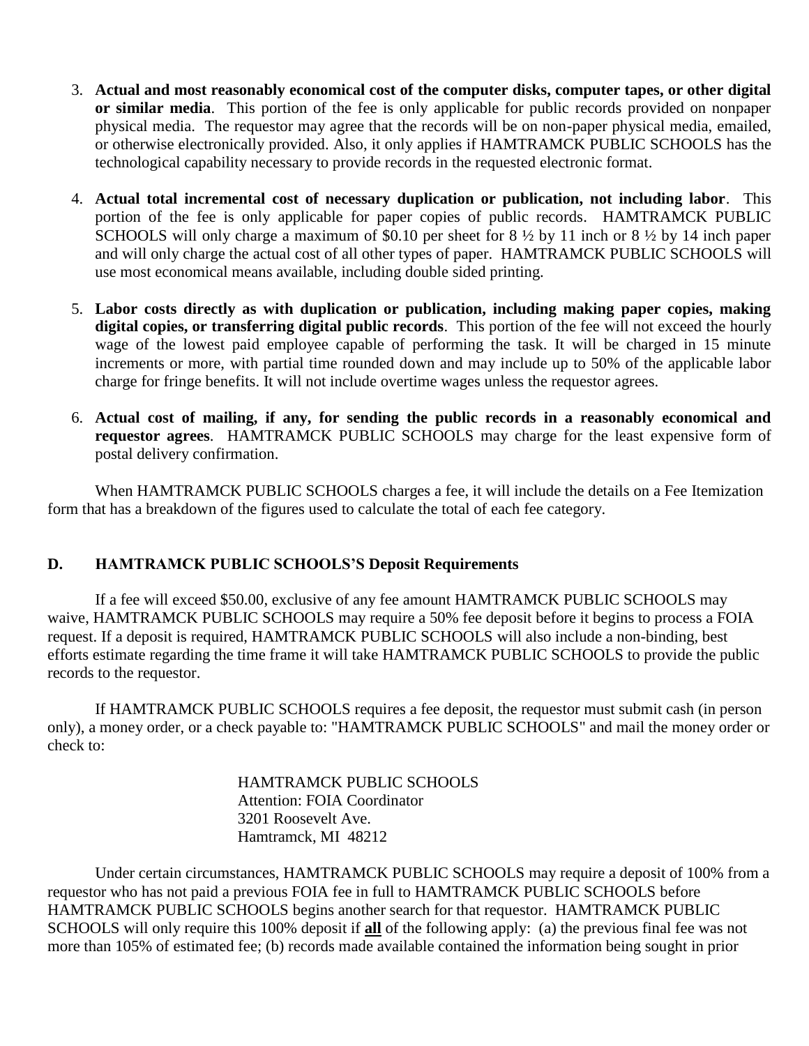3. **Actual and most reasonably economical cost of the computer disks, computer tapes, or other digital or similar media**. This portion of the fee is only applicable for public records provided on nonpaper physical media. The requestor may agree that the records will be on non-paper physical media, emailed, or otherwise electronically provided. Also, it only applies if HAMTRAMCK PUBLIC SCHOOLS has the technological capability necessary to provide records in the requested electronic format.

4. **Actual total incremental cost of necessary duplication or publication, not including labor**. This portion of the fee is only applicable for paper copies of public records. HAMTRAMCK PUBLIC SCHOOLS will only charge a maximum of $0.10 per sheet for 8 ½ by 11 inch or 8 ½ by 14 inch paper and will only charge the actual cost of all other types of paper. HAMTRAMCK PUBLIC SCHOOLS will use most economical means available, including double sided printing.

5. **Labor costs directly as with duplication or publication, including making paper copies, making digital copies, or transferring digital public records**. This portion of the fee will not exceed the hourly wage of the lowest paid employee capable of performing the task. It will be charged in 15 minute increments or more, with partial time rounded down and may include up to 50% of the applicable labor charge for fringe benefits. It will not include overtime wages unless the requestor agrees.

6. **Actual cost of mailing, if any, for sending the public records in a reasonably economical and requestor agrees**. HAMTRAMCK PUBLIC SCHOOLS may charge for the least expensive form of postal delivery confirmation.

When HAMTRAMCK PUBLIC SCHOOLS charges a fee, it will include the details on a Fee Itemization form that has a breakdown of the figures used to calculate the total of each fee category.

## D. HAMTRAMCK PUBLIC SCHOOLS'S Deposit Requirements

If a fee will exceed $50.00, exclusive of any fee amount HAMTRAMCK PUBLIC SCHOOLS may waive, HAMTRAMCK PUBLIC SCHOOLS may require a 50% fee deposit before it begins to process a FOIA request. If a deposit is required, HAMTRAMCK PUBLIC SCHOOLS will also include a non-binding, best efforts estimate regarding the time frame it will take HAMTRAMCK PUBLIC SCHOOLS to provide the public records to the requestor.

If HAMTRAMCK PUBLIC SCHOOLS requires a fee deposit, the requestor must submit cash (in person only), a money order, or a check payable to: "HAMTRAMCK PUBLIC SCHOOLS" and mail the money order or check to:

HAMTRAMCK PUBLIC SCHOOLS
Attention: FOIA Coordinator
3201 Roosevelt Ave.
Hamtramck, MI 48212

Under certain circumstances, HAMTRAMCK PUBLIC SCHOOLS may require a deposit of 100% from a requestor who has not paid a previous FOIA fee in full to HAMTRAMCK PUBLIC SCHOOLS before HAMTRAMCK PUBLIC SCHOOLS begins another search for that requestor. HAMTRAMCK PUBLIC SCHOOLS will only require this 100% deposit if **all** of the following apply: (a) the previous final fee was not more than 105% of estimated fee; (b) records made available contained the information being sought in prior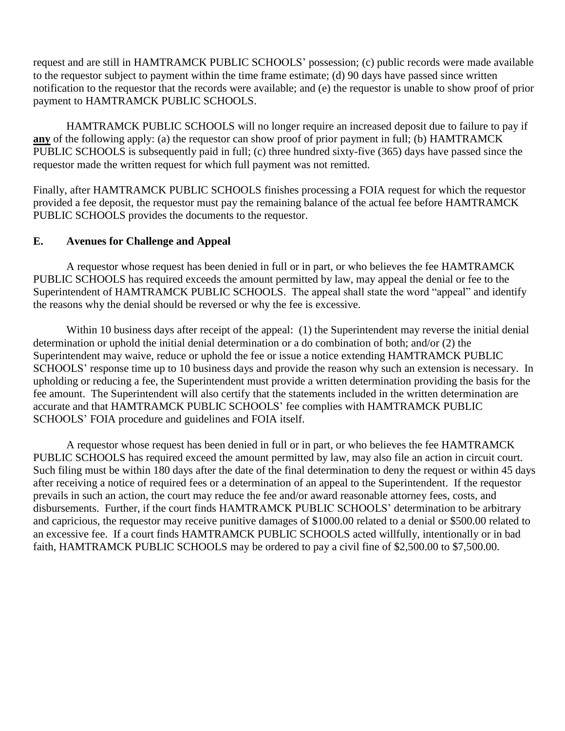request and are still in HAMTRAMCK PUBLIC SCHOOLS' possession; (c) public records were made available to the requestor subject to payment within the time frame estimate; (d) 90 days have passed since written notification to the requestor that the records were available; and (e) the requestor is unable to show proof of prior payment to HAMTRAMCK PUBLIC SCHOOLS.

HAMTRAMCK PUBLIC SCHOOLS will no longer require an increased deposit due to failure to pay if **any** of the following apply: (a) the requestor can show proof of prior payment in full; (b) HAMTRAMCK PUBLIC SCHOOLS is subsequently paid in full; (c) three hundred sixty-five (365) days have passed since the requestor made the written request for which full payment was not remitted.

Finally, after HAMTRAMCK PUBLIC SCHOOLS finishes processing a FOIA request for which the requestor provided a fee deposit, the requestor must pay the remaining balance of the actual fee before HAMTRAMCK PUBLIC SCHOOLS provides the documents to the requestor.

### E. Avenues for Challenge and Appeal

A requestor whose request has been denied in full or in part, or who believes the fee HAMTRAMCK PUBLIC SCHOOLS has required exceeds the amount permitted by law, may appeal the denial or fee to the Superintendent of HAMTRAMCK PUBLIC SCHOOLS. The appeal shall state the word "appeal" and identify the reasons why the denial should be reversed or why the fee is excessive.

Within 10 business days after receipt of the appeal: (1) the Superintendent may reverse the initial denial determination or uphold the initial denial determination or a do combination of both; and/or (2) the Superintendent may waive, reduce or uphold the fee or issue a notice extending HAMTRAMCK PUBLIC SCHOOLS' response time up to 10 business days and provide the reason why such an extension is necessary. In upholding or reducing a fee, the Superintendent must provide a written determination providing the basis for the fee amount. The Superintendent will also certify that the statements included in the written determination are accurate and that HAMTRAMCK PUBLIC SCHOOLS' fee complies with HAMTRAMCK PUBLIC SCHOOLS' FOIA procedure and guidelines and FOIA itself.

A requestor whose request has been denied in full or in part, or who believes the fee HAMTRAMCK PUBLIC SCHOOLS has required exceed the amount permitted by law, may also file an action in circuit court. Such filing must be within 180 days after the date of the final determination to deny the request or within 45 days after receiving a notice of required fees or a determination of an appeal to the Superintendent. If the requestor prevails in such an action, the court may reduce the fee and/or award reasonable attorney fees, costs, and disbursements. Further, if the court finds HAMTRAMCK PUBLIC SCHOOLS' determination to be arbitrary and capricious, the requestor may receive punitive damages of $1000.00 related to a denial or $500.00 related to an excessive fee. If a court finds HAMTRAMCK PUBLIC SCHOOLS acted willfully, intentionally or in bad faith, HAMTRAMCK PUBLIC SCHOOLS may be ordered to pay a civil fine of $2,500.00 to $7,500.00.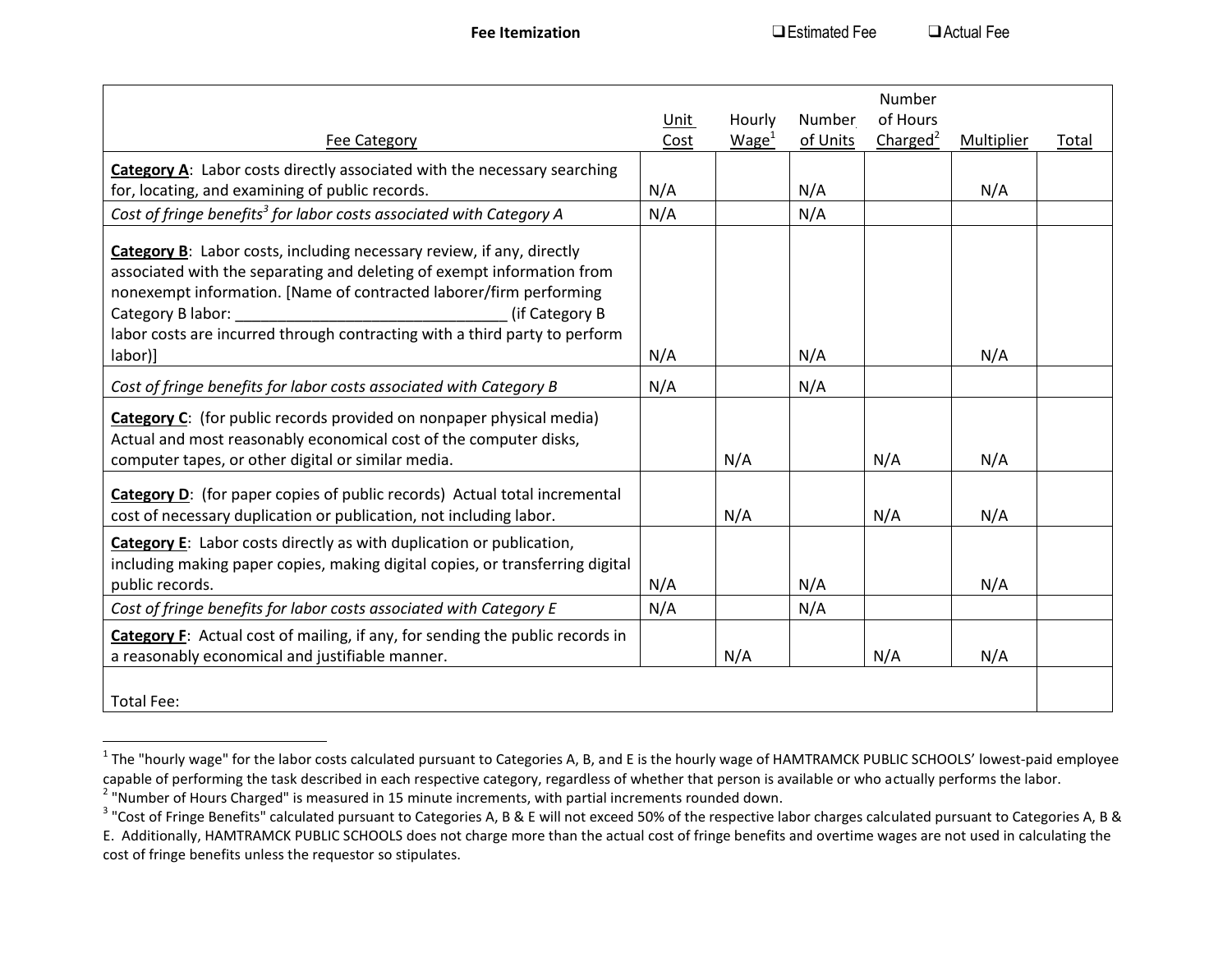**Fee Itemization** ❑Estimated Fee ❑Actual Fee

| Fee Category | Unit Cost | Hourly Wage[1] | Number of Units | Number of Hours Charged[2] | Multiplier | Total |
|---|---|---|---|---|---|---|
| **Category A**: Labor costs directly associated with the necessary searching for, locating, and examining of public records. | N/A | | N/A | | N/A | |
| *Cost of fringe benefits[3] for labor costs associated with Category A* | N/A | | N/A | | | |
| **Category B**: Labor costs, including necessary review, if any, directly associated with the separating and deleting of exempt information from nonexempt information. [Name of contracted laborer/firm performing Category B labor: ________________________________ (if Category B labor costs are incurred through contracting with a third party to perform labor)] | N/A | | N/A | | N/A | |
| *Cost of fringe benefits for labor costs associated with Category B* | N/A | | N/A | | | |
| **Category C**: (for public records provided on nonpaper physical media) Actual and most reasonably economical cost of the computer disks, computer tapes, or other digital or similar media. | | N/A | | N/A | N/A | |
| **Category D**: (for paper copies of public records) Actual total incremental cost of necessary duplication or publication, not including labor. | | N/A | | N/A | N/A | |
| **Category E**: Labor costs directly as with duplication or publication, including making paper copies, making digital copies, or transferring digital public records. | N/A | | N/A | | N/A | |
| *Cost of fringe benefits for labor costs associated with Category E* | N/A | | N/A | | | |
| **Category F**: Actual cost of mailing, if any, for sending the public records in a reasonably economical and justifiable manner. | | N/A | | N/A | N/A | |
| Total Fee: | | | | | | |

[1] The "hourly wage" for the labor costs calculated pursuant to Categories A, B, and E is the hourly wage of HAMTRAMCK PUBLIC SCHOOLS' lowest-paid employee capable of performing the task described in each respective category, regardless of whether that person is available or who actually performs the labor.

[2] "Number of Hours Charged" is measured in 15 minute increments, with partial increments rounded down.

[3] "Cost of Fringe Benefits" calculated pursuant to Categories A, B & E will not exceed 50% of the respective labor charges calculated pursuant to Categories A, B & E. Additionally, HAMTRAMCK PUBLIC SCHOOLS does not charge more than the actual cost of fringe benefits and overtime wages are not used in calculating the cost of fringe benefits unless the requestor so stipulates.